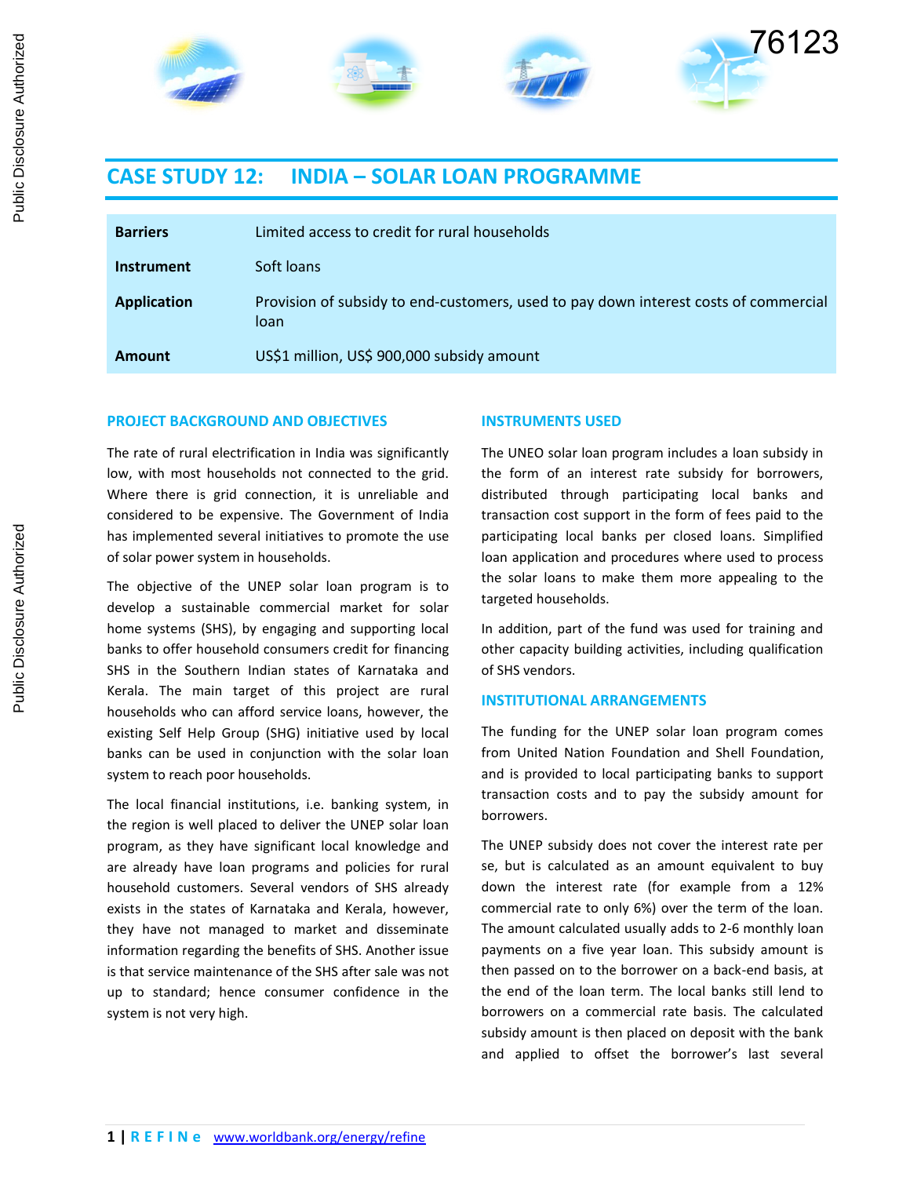76123

# CASE STUDY 12: INDIA – SOLAR LOAN PROGRAMME

| | |
|---|---|
| **Barriers** | Limited access to credit for rural households |
| **Instrument** | Soft loans |
| **Application** | Provision of subsidy to end-customers, used to pay down interest costs of commercial loan |
| **Amount** | US$1 million, US$ 900,000 subsidy amount |

## PROJECT BACKGROUND AND OBJECTIVES

The rate of rural electrification in India was significantly low, with most households not connected to the grid. Where there is grid connection, it is unreliable and considered to be expensive. The Government of India has implemented several initiatives to promote the use of solar power system in households.

The objective of the UNEP solar loan program is to develop a sustainable commercial market for solar home systems (SHS), by engaging and supporting local banks to offer household consumers credit for financing SHS in the Southern Indian states of Karnataka and Kerala. The main target of this project are rural households who can afford service loans, however, the existing Self Help Group (SHG) initiative used by local banks can be used in conjunction with the solar loan system to reach poor households.

The local financial institutions, i.e. banking system, in the region is well placed to deliver the UNEP solar loan program, as they have significant local knowledge and are already have loan programs and policies for rural household customers. Several vendors of SHS already exists in the states of Karnataka and Kerala, however, they have not managed to market and disseminate information regarding the benefits of SHS. Another issue is that service maintenance of the SHS after sale was not up to standard; hence consumer confidence in the system is not very high.

## INSTRUMENTS USED

The UNEO solar loan program includes a loan subsidy in the form of an interest rate subsidy for borrowers, distributed through participating local banks and transaction cost support in the form of fees paid to the participating local banks per closed loans. Simplified loan application and procedures where used to process the solar loans to make them more appealing to the targeted households.

In addition, part of the fund was used for training and other capacity building activities, including qualification of SHS vendors.

## INSTITUTIONAL ARRANGEMENTS

The funding for the UNEP solar loan program comes from United Nation Foundation and Shell Foundation, and is provided to local participating banks to support transaction costs and to pay the subsidy amount for borrowers.

The UNEP subsidy does not cover the interest rate per se, but is calculated as an amount equivalent to buy down the interest rate (for example from a 12% commercial rate to only 6%) over the term of the loan. The amount calculated usually adds to 2-6 monthly loan payments on a five year loan. This subsidy amount is then passed on to the borrower on a back-end basis, at the end of the loan term. The local banks still lend to borrowers on a commercial rate basis. The calculated subsidy amount is then placed on deposit with the bank and applied to offset the borrower's last several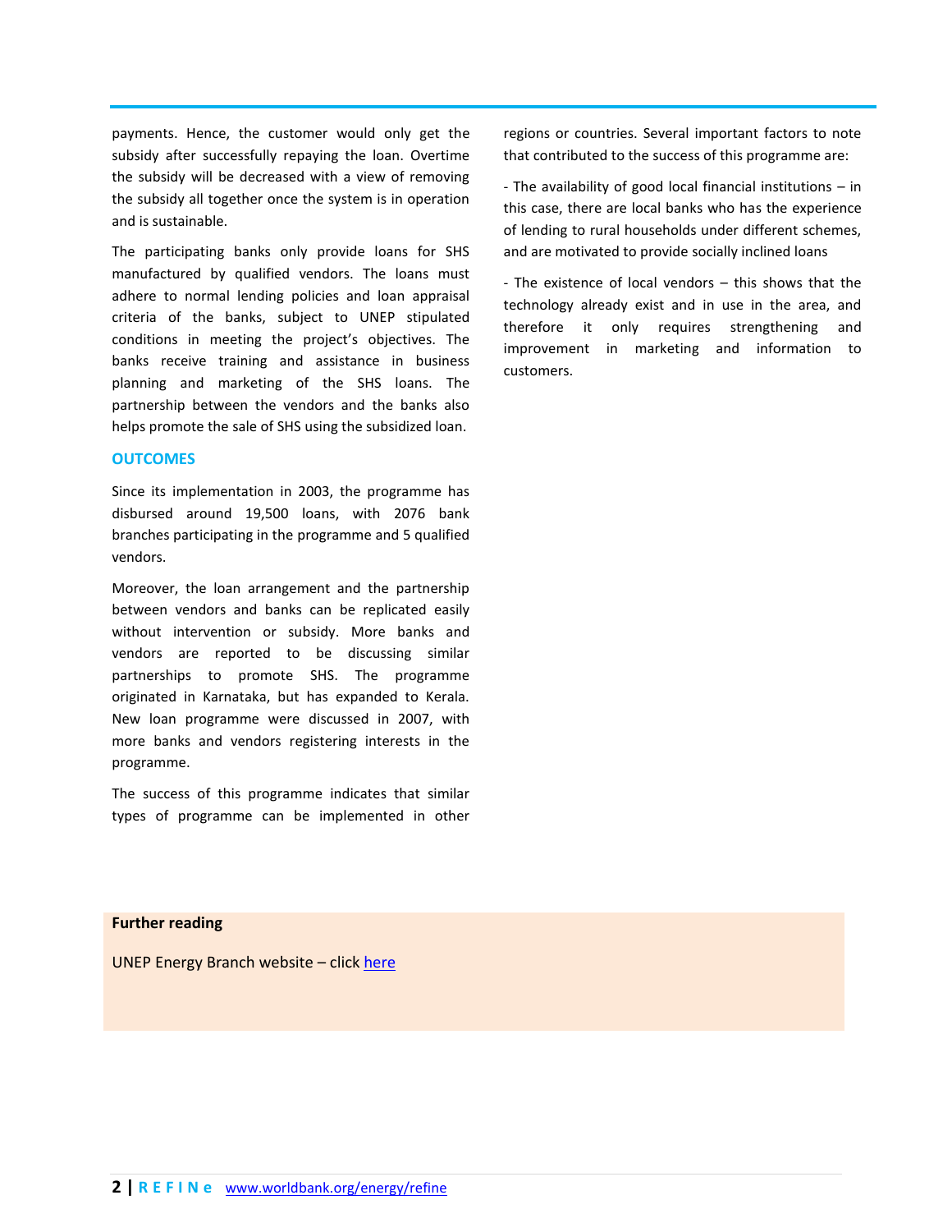payments. Hence, the customer would only get the subsidy after successfully repaying the loan. Overtime the subsidy will be decreased with a view of removing the subsidy all together once the system is in operation and is sustainable.

The participating banks only provide loans for SHS manufactured by qualified vendors. The loans must adhere to normal lending policies and loan appraisal criteria of the banks, subject to UNEP stipulated conditions in meeting the project's objectives. The banks receive training and assistance in business planning and marketing of the SHS loans. The partnership between the vendors and the banks also helps promote the sale of SHS using the subsidized loan.

## OUTCOMES

Since its implementation in 2003, the programme has disbursed around 19,500 loans, with 2076 bank branches participating in the programme and 5 qualified vendors.

Moreover, the loan arrangement and the partnership between vendors and banks can be replicated easily without intervention or subsidy. More banks and vendors are reported to be discussing similar partnerships to promote SHS. The programme originated in Karnataka, but has expanded to Kerala. New loan programme were discussed in 2007, with more banks and vendors registering interests in the programme.

The success of this programme indicates that similar types of programme can be implemented in other regions or countries. Several important factors to note that contributed to the success of this programme are:

- The availability of good local financial institutions – in this case, there are local banks who has the experience of lending to rural households under different schemes, and are motivated to provide socially inclined loans

- The existence of local vendors – this shows that the technology already exist and in use in the area, and therefore it only requires strengthening and improvement in marketing and information to customers.

**Further reading**

UNEP Energy Branch website – click here